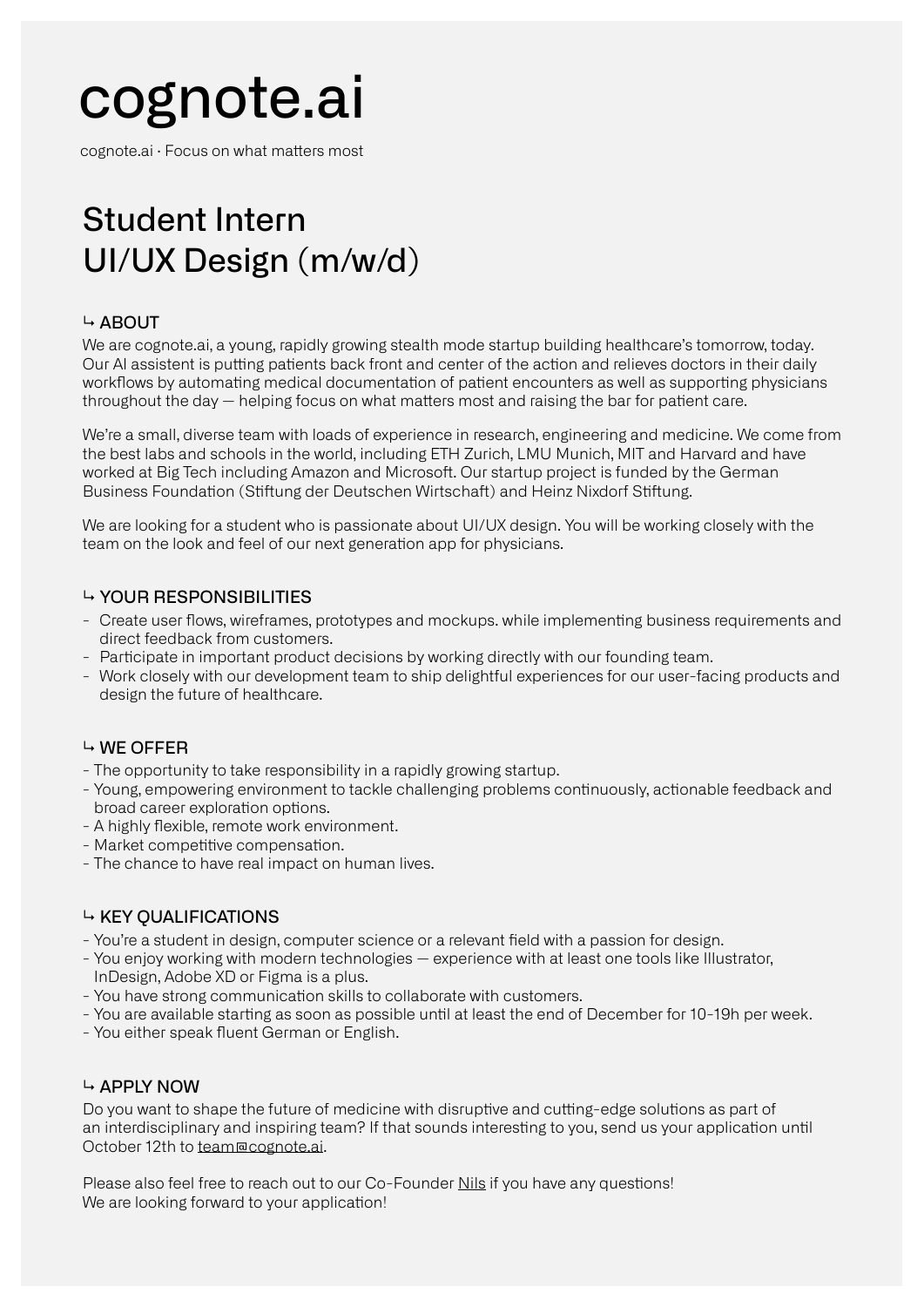# cognote.ai

cognote.ai · Focus on what matters most

## Student Intern
## UI/UX Design (m/w/d)

### ↳ ABOUT

We are cognote.ai, a young, rapidly growing stealth mode startup building healthcare's tomorrow, today. Our AI assistent is putting patients back front and center of the action and relieves doctors in their daily workflows by automating medical documentation of patient encounters as well as supporting physicians throughout the day — helping focus on what matters most and raising the bar for patient care.

We're a small, diverse team with loads of experience in research, engineering and medicine. We come from the best labs and schools in the world, including ETH Zurich, LMU Munich, MIT and Harvard and have worked at Big Tech including Amazon and Microsoft. Our startup project is funded by the German Business Foundation (Stiftung der Deutschen Wirtschaft) and Heinz Nixdorf Stiftung.

We are looking for a student who is passionate about UI/UX design. You will be working closely with the team on the look and feel of our next generation app for physicians.

### ↳ YOUR RESPONSIBILITIES

- Create user flows, wireframes, prototypes and mockups. while implementing business requirements and direct feedback from customers.
- Participate in important product decisions by working directly with our founding team.
- Work closely with our development team to ship delightful experiences for our user-facing products and design the future of healthcare.

### ↳ WE OFFER

- The opportunity to take responsibility in a rapidly growing startup.
- Young, empowering environment to tackle challenging problems continuously, actionable feedback and broad career exploration options.
- A highly flexible, remote work environment.
- Market competitive compensation.
- The chance to have real impact on human lives.

### ↳ KEY QUALIFICATIONS

- You're a student in design, computer science or a relevant field with a passion for design.
- You enjoy working with modern technologies — experience with at least one tools like Illustrator, InDesign, Adobe XD or Figma is a plus.
- You have strong communication skills to collaborate with customers.
- You are available starting as soon as possible until at least the end of December for 10-19h per week.
- You either speak fluent German or English.

### ↳ APPLY NOW

Do you want to shape the future of medicine with disruptive and cutting-edge solutions as part of an interdisciplinary and inspiring team? If that sounds interesting to you, send us your application until October 12th to team@cognote.ai.

Please also feel free to reach out to our Co-Founder Nils if you have any questions!
We are looking forward to your application!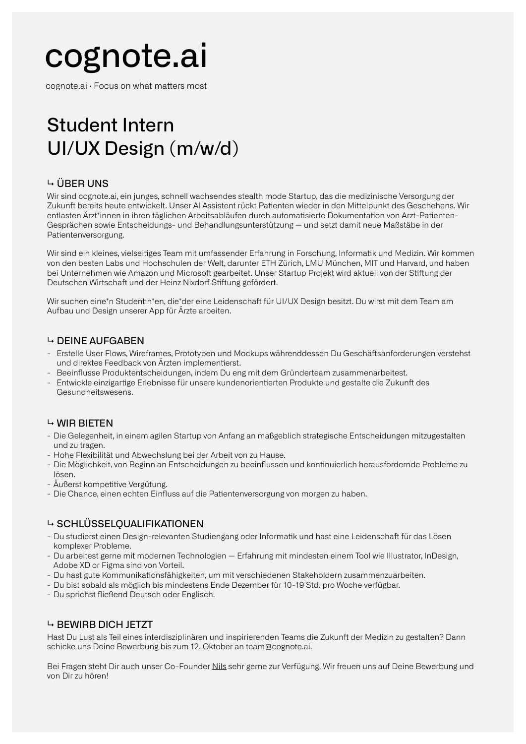# cognote.ai

cognote.ai · Focus on what matters most

## Student Intern
## UI/UX Design (m/w/d)

### ↳ ÜBER UNS

Wir sind cognote.ai, ein junges, schnell wachsendes stealth mode Startup, das die medizinische Versorgung der Zukunft bereits heute entwickelt. Unser AI Assistent rückt Patienten wieder in den Mittelpunkt des Geschehens. Wir entlasten Ärzt*innen in ihren täglichen Arbeitsabläufen durch automatisierte Dokumentation von Arzt-Patienten-Gesprächen sowie Entscheidungs- und Behandlungsunterstützung — und setzt damit neue Maßstäbe in der Patientenversorgung.

Wir sind ein kleines, vielseitiges Team mit umfassender Erfahrung in Forschung, Informatik und Medizin. Wir kommen von den besten Labs und Hochschulen der Welt, darunter ETH Zürich, LMU München, MIT und Harvard, und haben bei Unternehmen wie Amazon und Microsoft gearbeitet. Unser Startup Projekt wird aktuell von der Stiftung der Deutschen Wirtschaft und der Heinz Nixdorf Stiftung gefördert.

Wir suchen eine*n Studentin*en, die*der eine Leidenschaft für UI/UX Design besitzt. Du wirst mit dem Team am Aufbau und Design unserer App für Ärzte arbeiten.

### ↳ DEINE AUFGABEN

- Erstelle User Flows, Wireframes, Prototypen und Mockups währenddessen Du Geschäftsanforderungen verstehst und direktes Feedback von Ärzten implementierst.
- Beeinflusse Produktentscheidungen, indem Du eng mit dem Gründerteam zusammenarbeitest.
- Entwickle einzigartige Erlebnisse für unsere kundenorientierten Produkte und gestalte die Zukunft des Gesundheitswesens.

### ↳ WIR BIETEN

- Die Gelegenheit, in einem agilen Startup von Anfang an maßgeblich strategische Entscheidungen mitzugestalten und zu tragen.
- Hohe Flexibilität und Abwechslung bei der Arbeit von zu Hause.
- Die Möglichkeit, von Beginn an Entscheidungen zu beeinflussen und kontinuierlich herausfordernde Probleme zu lösen.
- Äußerst kompetitive Vergütung.
- Die Chance, einen echten Einfluss auf die Patientenversorgung von morgen zu haben.

### ↳ SCHLÜSSELQUALIFIKATIONEN

- Du studierst einen Design-relevanten Studiengang oder Informatik und hast eine Leidenschaft für das Lösen komplexer Probleme.
- Du arbeitest gerne mit modernen Technologien — Erfahrung mit mindesten einem Tool wie Illustrator, InDesign, Adobe XD or Figma sind von Vorteil.
- Du hast gute Kommunikationsfähigkeiten, um mit verschiedenen Stakeholdern zusammenzuarbeiten.
- Du bist sobald als möglich bis mindestens Ende Dezember für 10-19 Std. pro Woche verfügbar.
- Du sprichst fließend Deutsch oder Englisch.

### ↳ BEWIRB DICH JETZT

Hast Du Lust als Teil eines interdisziplinären und inspirierenden Teams die Zukunft der Medizin zu gestalten? Dann schicke uns Deine Bewerbung bis zum 12. Oktober an team@cognote.ai.

Bei Fragen steht Dir auch unser Co-Founder Nils sehr gerne zur Verfügung. Wir freuen uns auf Deine Bewerbung und von Dir zu hören!